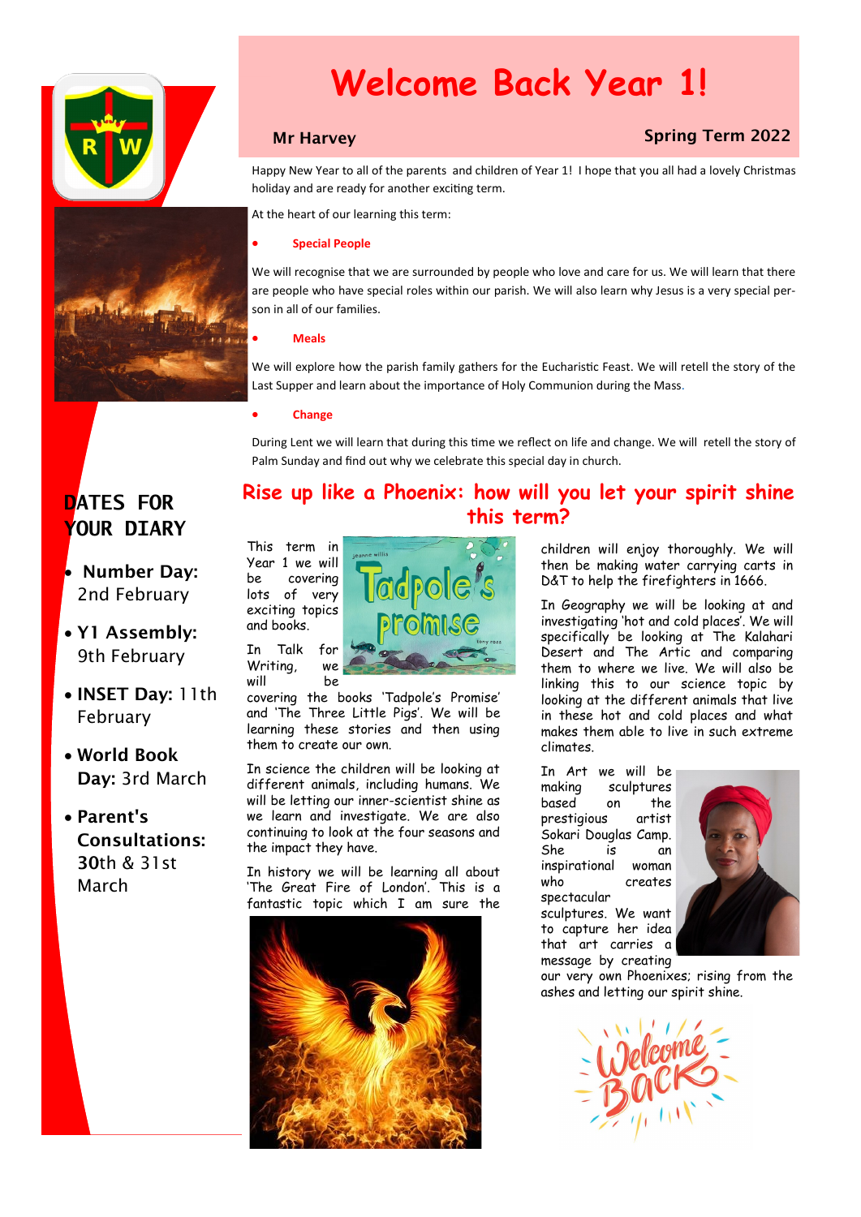# Welcome Back Year 1!

**Mr Harvey** — **Spring Term 2022**

Happy New Year to all of the parents and children of Year 1! I hope that you all had a lovely Christmas holiday and are ready for another exciting term.

At the heart of our learning this term:

- **Special People**

We will recognise that we are surrounded by people who love and care for us. We will learn that there are people who have special roles within our parish. We will also learn why Jesus is a very special person in all of our families.

- **Meals**

We will explore how the parish family gathers for the Eucharistic Feast. We will retell the story of the Last Supper and learn about the importance of Holy Communion during the Mass.

- **Change**

During Lent we will learn that during this time we reflect on life and change. We will retell the story of Palm Sunday and find out why we celebrate this special day in church.

## DATES FOR YOUR DIARY

- **Number Day:** 2nd February
- **Y1 Assembly:** 9th February
- **INSET Day:** 11th February
- **World Book Day:** 3rd March
- **Parent's Consultations:** 30th & 31st March

## Rise up like a Phoenix: how will you let your spirit shine this term?

This term in Year 1 we will be covering lots of very exciting topics and books.

In Talk for Writing, we will be covering the books 'Tadpole's Promise' and 'The Three Little Pigs'. We will be learning these stories and then using them to create our own.

In science the children will be looking at different animals, including humans. We will be letting our inner-scientist shine as we learn and investigate. We are also continuing to look at the four seasons and the impact they have.

In history we will be learning all about 'The Great Fire of London'. This is a fantastic topic which I am sure the children will enjoy thoroughly. We will then be making water carrying carts in D&T to help the firefighters in 1666.

In Geography we will be looking at and investigating 'hot and cold places'. We will specifically be looking at The Kalahari Desert and The Artic and comparing them to where we live. We will also be linking this to our science topic by looking at the different animals that live in these hot and cold places and what makes them able to live in such extreme climates.

In Art we will be making sculptures based on the prestigious artist Sokari Douglas Camp. She is an inspirational woman who creates spectacular sculptures. We want to capture her idea that art carries a message by creating our very own Phoenixes; rising from the ashes and letting our spirit shine.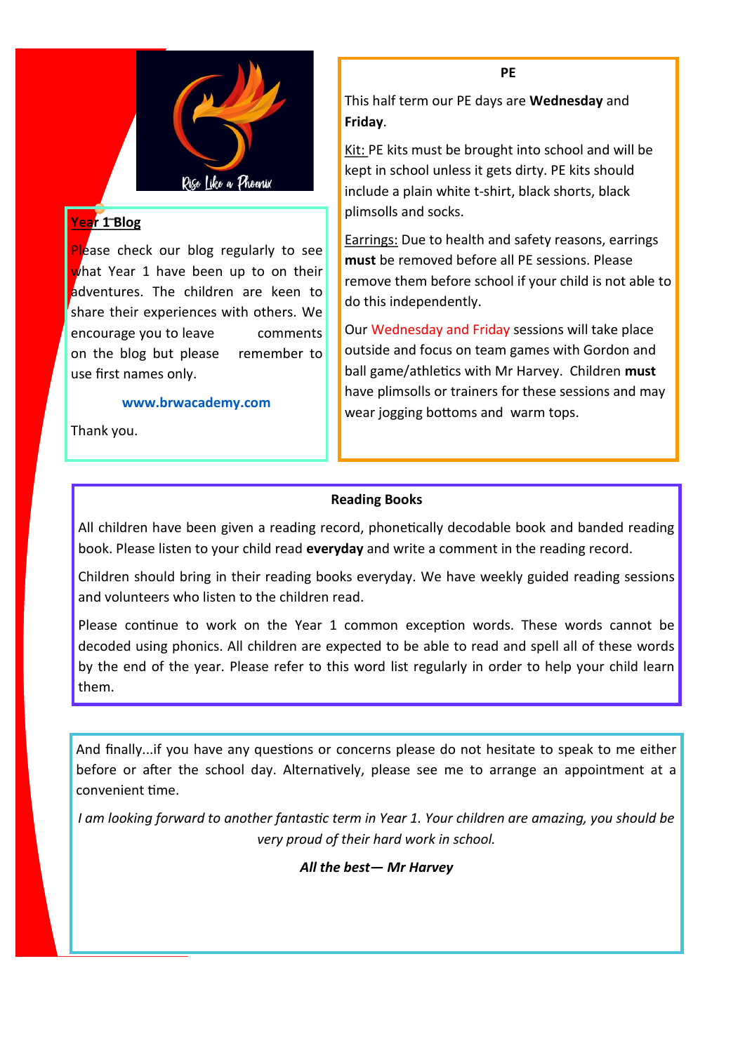## Year 1 Blog

Please check our blog regularly to see what Year 1 have been up to on their adventures. The children are keen to share their experiences with others. We encourage you to leave comments on the blog but please remember to use first names only.

www.brwacademy.com

Thank you.

## PE

This half term our PE days are **Wednesday** and **Friday**.

Kit: PE kits must be brought into school and will be kept in school unless it gets dirty. PE kits should include a plain white t-shirt, black shorts, black plimsolls and socks.

Earrings: Due to health and safety reasons, earrings **must** be removed before all PE sessions. Please remove them before school if your child is not able to do this independently.

Our Wednesday and Friday sessions will take place outside and focus on team games with Gordon and ball game/athletics with Mr Harvey. Children **must** have plimsolls or trainers for these sessions and may wear jogging bottoms and warm tops.

## Reading Books

All children have been given a reading record, phonetically decodable book and banded reading book. Please listen to your child read **everyday** and write a comment in the reading record.

Children should bring in their reading books everyday. We have weekly guided reading sessions and volunteers who listen to the children read.

Please continue to work on the Year 1 common exception words. These words cannot be decoded using phonics. All children are expected to be able to read and spell all of these words by the end of the year. Please refer to this word list regularly in order to help your child learn them.

And finally...if you have any questions or concerns please do not hesitate to speak to me either before or after the school day. Alternatively, please see me to arrange an appointment at a convenient time.

*I am looking forward to another fantastic term in Year 1. Your children are amazing, you should be very proud of their hard work in school.*

***All the best— Mr Harvey***